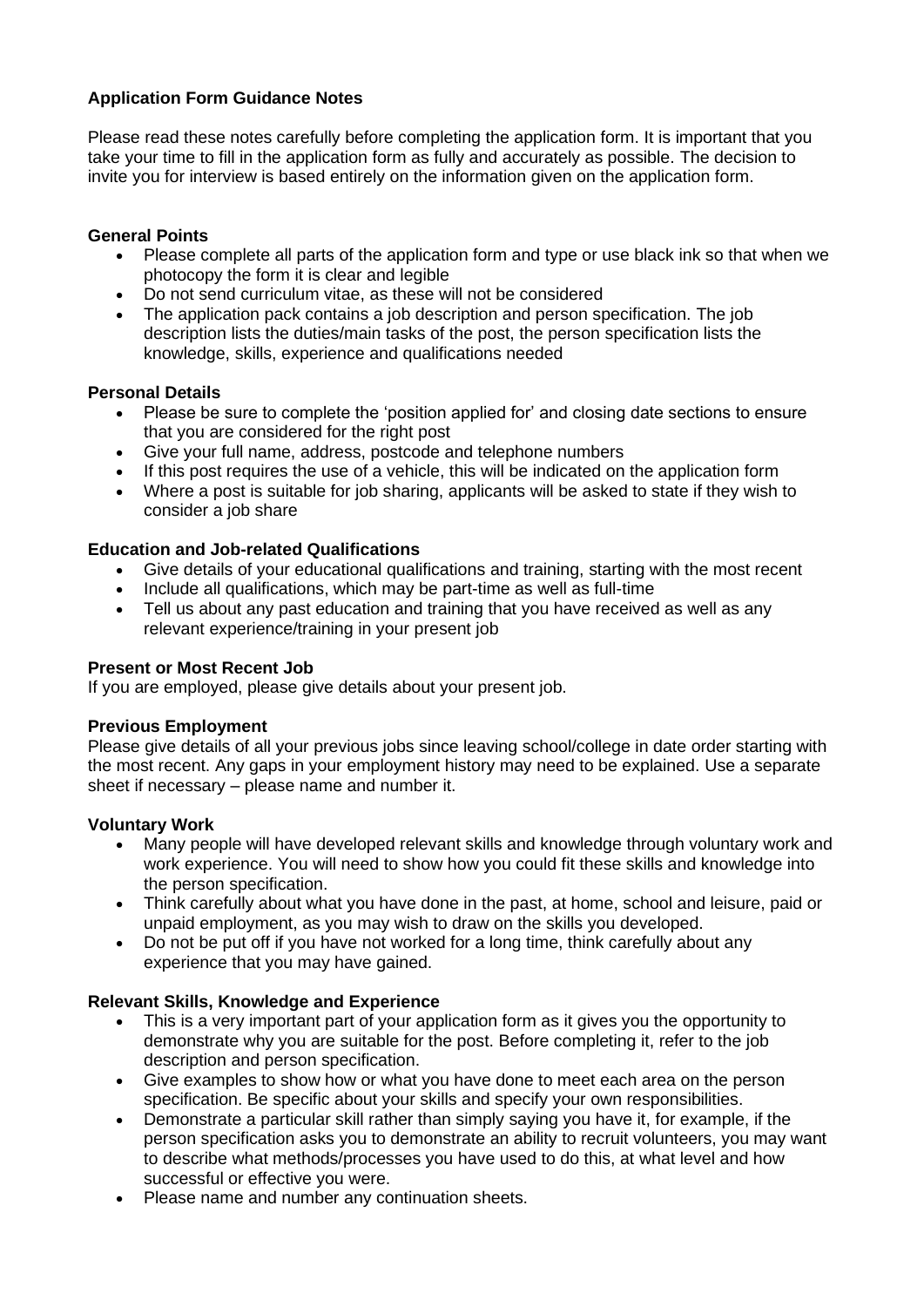# Application Form Guidance Notes

Please read these notes carefully before completing the application form. It is important that you take your time to fill in the application form as fully and accurately as possible. The decision to invite you for interview is based entirely on the information given on the application form.

## General Points

- Please complete all parts of the application form and type or use black ink so that when we photocopy the form it is clear and legible
- Do not send curriculum vitae, as these will not be considered
- The application pack contains a job description and person specification. The job description lists the duties/main tasks of the post, the person specification lists the knowledge, skills, experience and qualifications needed

## Personal Details

- Please be sure to complete the 'position applied for' and closing date sections to ensure that you are considered for the right post
- Give your full name, address, postcode and telephone numbers
- If this post requires the use of a vehicle, this will be indicated on the application form
- Where a post is suitable for job sharing, applicants will be asked to state if they wish to consider a job share

## Education and Job-related Qualifications

- Give details of your educational qualifications and training, starting with the most recent
- Include all qualifications, which may be part-time as well as full-time
- Tell us about any past education and training that you have received as well as any relevant experience/training in your present job

## Present or Most Recent Job

If you are employed, please give details about your present job.

## Previous Employment

Please give details of all your previous jobs since leaving school/college in date order starting with the most recent. Any gaps in your employment history may need to be explained. Use a separate sheet if necessary – please name and number it.

## Voluntary Work

- Many people will have developed relevant skills and knowledge through voluntary work and work experience. You will need to show how you could fit these skills and knowledge into the person specification.
- Think carefully about what you have done in the past, at home, school and leisure, paid or unpaid employment, as you may wish to draw on the skills you developed.
- Do not be put off if you have not worked for a long time, think carefully about any experience that you may have gained.

## Relevant Skills, Knowledge and Experience

- This is a very important part of your application form as it gives you the opportunity to demonstrate why you are suitable for the post. Before completing it, refer to the job description and person specification.
- Give examples to show how or what you have done to meet each area on the person specification. Be specific about your skills and specify your own responsibilities.
- Demonstrate a particular skill rather than simply saying you have it, for example, if the person specification asks you to demonstrate an ability to recruit volunteers, you may want to describe what methods/processes you have used to do this, at what level and how successful or effective you were.
- Please name and number any continuation sheets.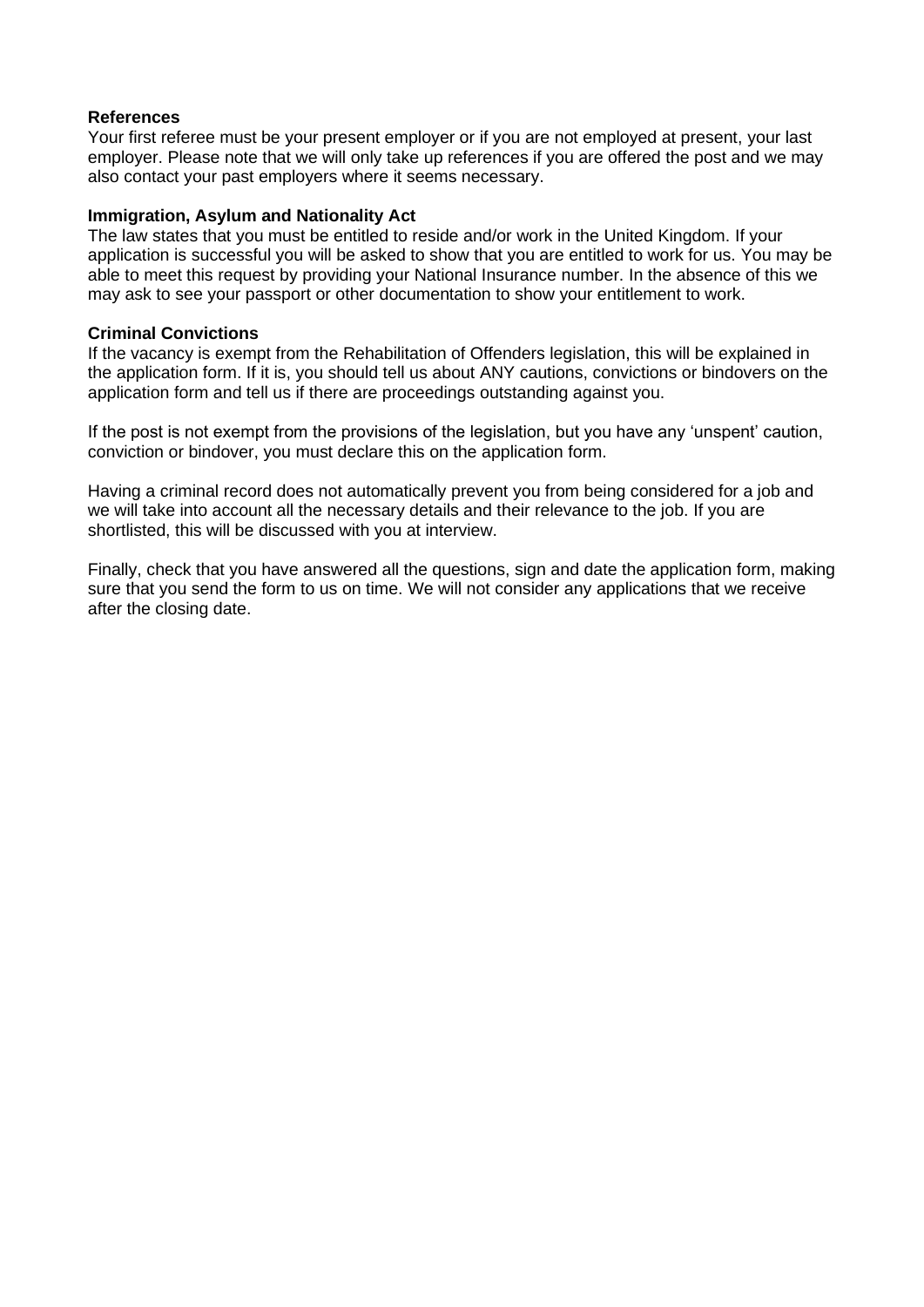**References**

Your first referee must be your present employer or if you are not employed at present, your last employer. Please note that we will only take up references if you are offered the post and we may also contact your past employers where it seems necessary.

**Immigration, Asylum and Nationality Act**

The law states that you must be entitled to reside and/or work in the United Kingdom. If your application is successful you will be asked to show that you are entitled to work for us. You may be able to meet this request by providing your National Insurance number. In the absence of this we may ask to see your passport or other documentation to show your entitlement to work.

**Criminal Convictions**

If the vacancy is exempt from the Rehabilitation of Offenders legislation, this will be explained in the application form. If it is, you should tell us about ANY cautions, convictions or bindovers on the application form and tell us if there are proceedings outstanding against you.

If the post is not exempt from the provisions of the legislation, but you have any 'unspent' caution, conviction or bindover, you must declare this on the application form.

Having a criminal record does not automatically prevent you from being considered for a job and we will take into account all the necessary details and their relevance to the job. If you are shortlisted, this will be discussed with you at interview.

Finally, check that you have answered all the questions, sign and date the application form, making sure that you send the form to us on time. We will not consider any applications that we receive after the closing date.